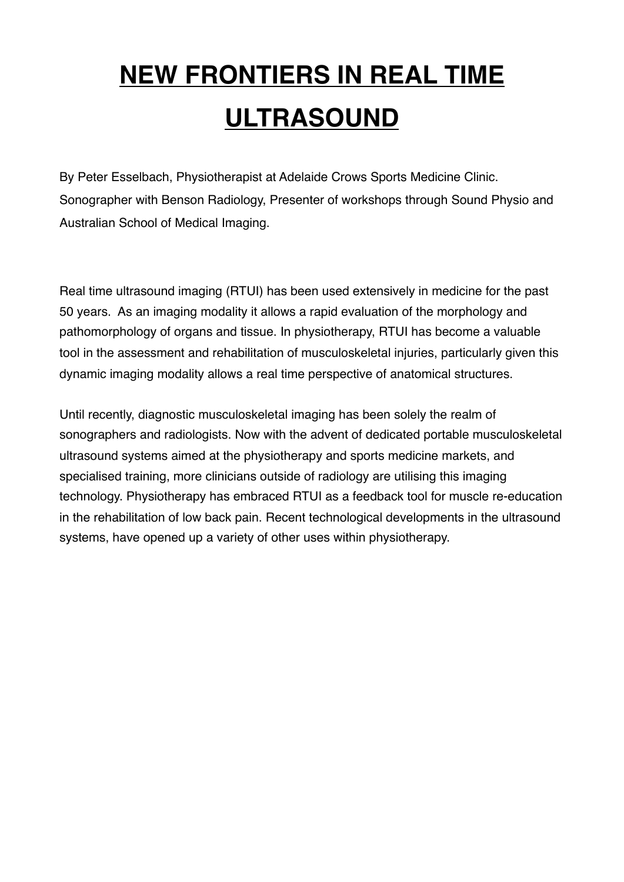# NEW FRONTIERS IN REAL TIME ULTRASOUND

By Peter Esselbach, Physiotherapist at Adelaide Crows Sports Medicine Clinic. Sonographer with Benson Radiology, Presenter of workshops through Sound Physio and Australian School of Medical Imaging.

Real time ultrasound imaging (RTUI) has been used extensively in medicine for the past 50 years. As an imaging modality it allows a rapid evaluation of the morphology and pathomorphology of organs and tissue. In physiotherapy, RTUI has become a valuable tool in the assessment and rehabilitation of musculoskeletal injuries, particularly given this dynamic imaging modality allows a real time perspective of anatomical structures.

Until recently, diagnostic musculoskeletal imaging has been solely the realm of sonographers and radiologists. Now with the advent of dedicated portable musculoskeletal ultrasound systems aimed at the physiotherapy and sports medicine markets, and specialised training, more clinicians outside of radiology are utilising this imaging technology. Physiotherapy has embraced RTUI as a feedback tool for muscle re-education in the rehabilitation of low back pain. Recent technological developments in the ultrasound systems, have opened up a variety of other uses within physiotherapy.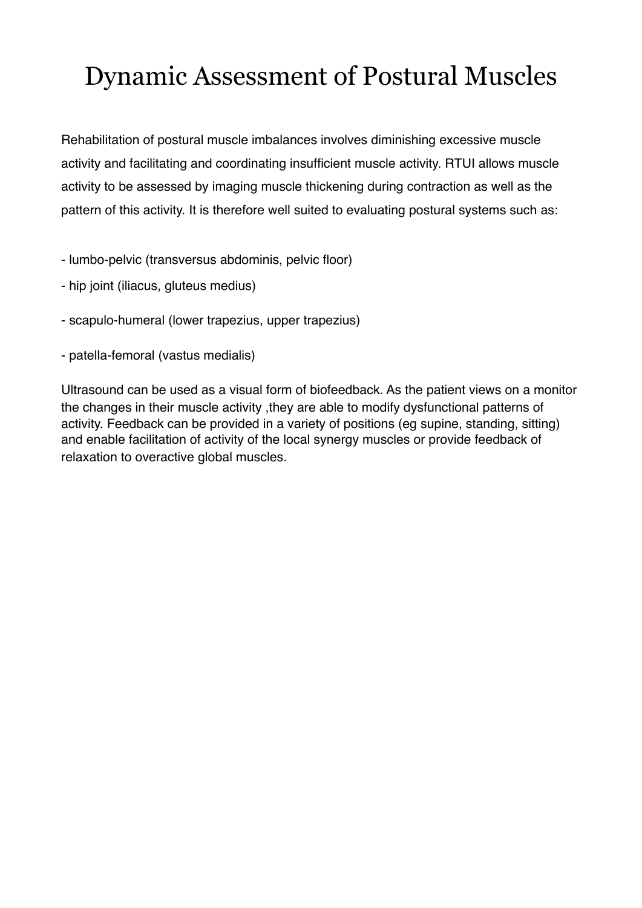# Dynamic Assessment of Postural Muscles

Rehabilitation of postural muscle imbalances involves diminishing excessive muscle activity and facilitating and coordinating insufficient muscle activity. RTUI allows muscle activity to be assessed by imaging muscle thickening during contraction as well as the pattern of this activity. It is therefore well suited to evaluating postural systems such as:

- lumbo-pelvic (transversus abdominis, pelvic floor)
- hip joint (iliacus, gluteus medius)
- scapulo-humeral (lower trapezius, upper trapezius)
- patella-femoral (vastus medialis)

Ultrasound can be used as a visual form of biofeedback. As the patient views on a monitor the changes in their muscle activity ,they are able to modify dysfunctional patterns of activity. Feedback can be provided in a variety of positions (eg supine, standing, sitting) and enable facilitation of activity of the local synergy muscles or provide feedback of relaxation to overactive global muscles.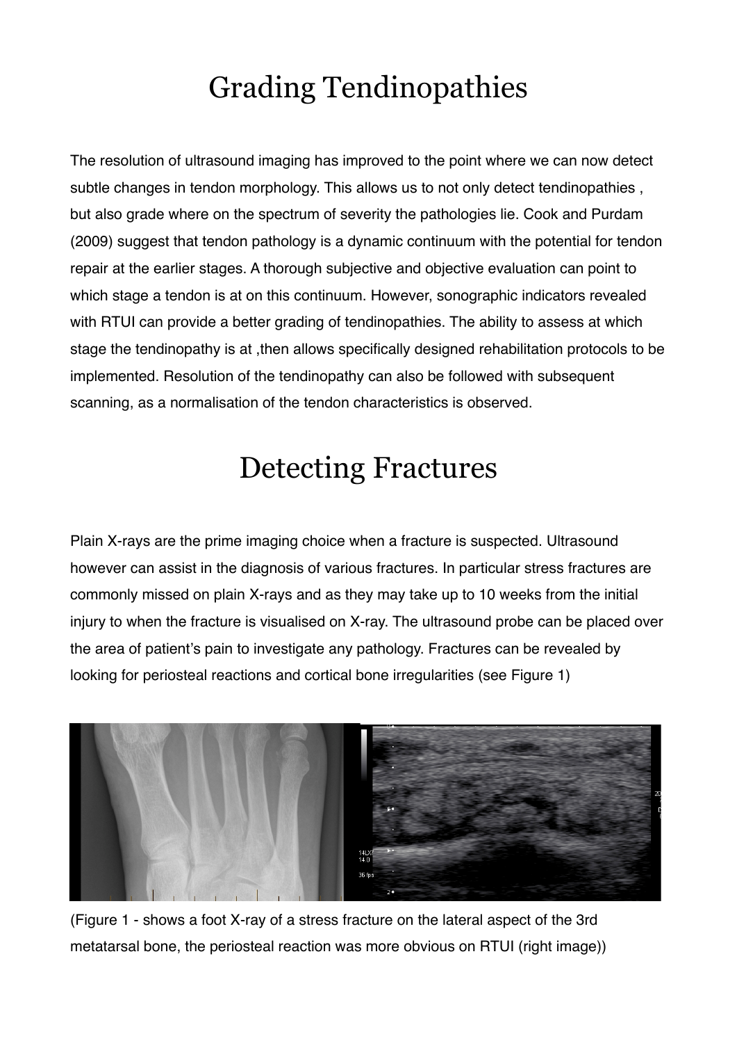# Grading Tendinopathies

The resolution of ultrasound imaging has improved to the point where we can now detect subtle changes in tendon morphology. This allows us to not only detect tendinopathies , but also grade where on the spectrum of severity the pathologies lie. Cook and Purdam (2009) suggest that tendon pathology is a dynamic continuum with the potential for tendon repair at the earlier stages. A thorough subjective and objective evaluation can point to which stage a tendon is at on this continuum. However, sonographic indicators revealed with RTUI can provide a better grading of tendinopathies. The ability to assess at which stage the tendinopathy is at ,then allows specifically designed rehabilitation protocols to be implemented. Resolution of the tendinopathy can also be followed with subsequent scanning, as a normalisation of the tendon characteristics is observed.

# Detecting Fractures

Plain X-rays are the prime imaging choice when a fracture is suspected. Ultrasound however can assist in the diagnosis of various fractures. In particular stress fractures are commonly missed on plain X-rays and as they may take up to 10 weeks from the initial injury to when the fracture is visualised on X-ray. The ultrasound probe can be placed over the area of patient's pain to investigate any pathology. Fractures can be revealed by looking for periosteal reactions and cortical bone irregularities (see Figure 1)

(Figure 1 - shows a foot X-ray of a stress fracture on the lateral aspect of the 3rd metatarsal bone, the periosteal reaction was more obvious on RTUI (right image))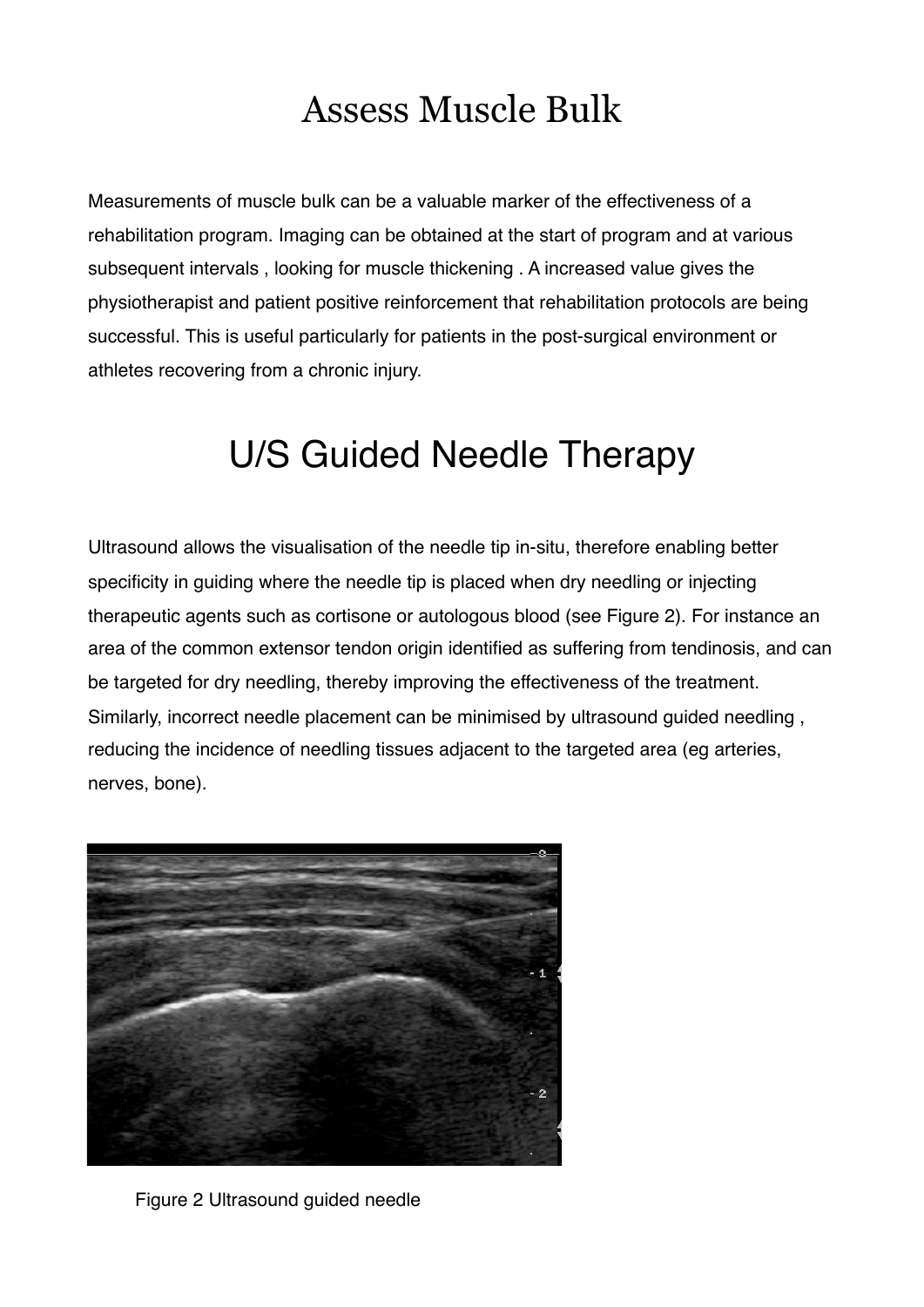# Assess Muscle Bulk

Measurements of muscle bulk can be a valuable marker of the effectiveness of a rehabilitation program. Imaging can be obtained at the start of program and at various subsequent intervals , looking for muscle thickening . A increased value gives the physiotherapist and patient positive reinforcement that rehabilitation protocols are being successful. This is useful particularly for patients in the post-surgical environment or athletes recovering from a chronic injury.

# U/S Guided Needle Therapy

Ultrasound allows the visualisation of the needle tip in-situ, therefore enabling better specificity in guiding where the needle tip is placed when dry needling or injecting therapeutic agents such as cortisone or autologous blood (see Figure 2). For instance an area of the common extensor tendon origin identified as suffering from tendinosis, and can be targeted for dry needling, thereby improving the effectiveness of the treatment. Similarly, incorrect needle placement can be minimised by ultrasound guided needling , reducing the incidence of needling tissues adjacent to the targeted area (eg arteries, nerves, bone).

Figure 2 Ultrasound guided needle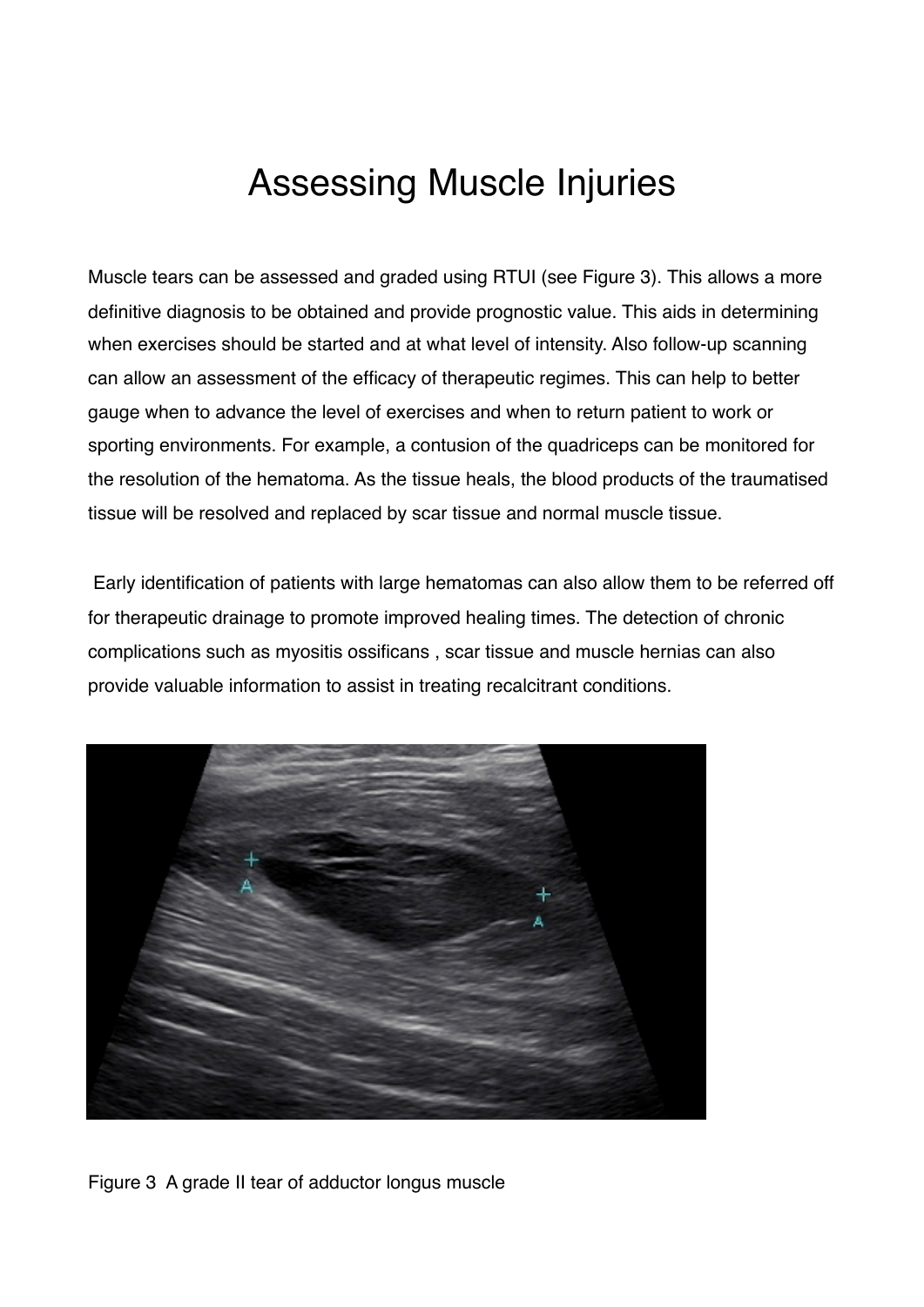# Assessing Muscle Injuries

Muscle tears can be assessed and graded using RTUI (see Figure 3). This allows a more definitive diagnosis to be obtained and provide prognostic value. This aids in determining when exercises should be started and at what level of intensity. Also follow-up scanning can allow an assessment of the efficacy of therapeutic regimes. This can help to better gauge when to advance the level of exercises and when to return patient to work or sporting environments. For example, a contusion of the quadriceps can be monitored for the resolution of the hematoma. As the tissue heals, the blood products of the traumatised tissue will be resolved and replaced by scar tissue and normal muscle tissue.

Early identification of patients with large hematomas can also allow them to be referred off for therapeutic drainage to promote improved healing times. The detection of chronic complications such as myositis ossificans , scar tissue and muscle hernias can also provide valuable information to assist in treating recalcitrant conditions.

Figure 3 A grade II tear of adductor longus muscle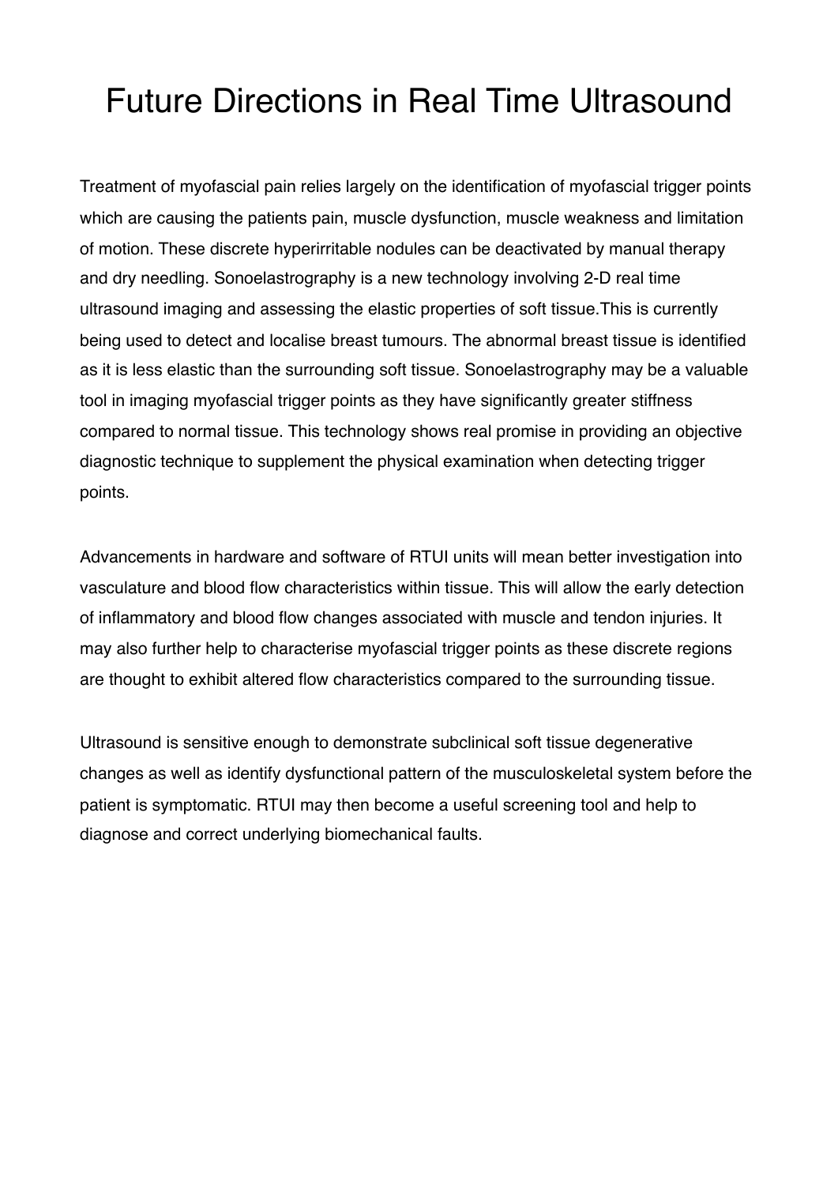# Future Directions in Real Time Ultrasound

Treatment of myofascial pain relies largely on the identification of myofascial trigger points which are causing the patients pain, muscle dysfunction, muscle weakness and limitation of motion. These discrete hyperirritable nodules can be deactivated by manual therapy and dry needling. Sonoelastrography is a new technology involving 2-D real time ultrasound imaging and assessing the elastic properties of soft tissue.This is currently being used to detect and localise breast tumours. The abnormal breast tissue is identified as it is less elastic than the surrounding soft tissue. Sonoelastrography may be a valuable tool in imaging myofascial trigger points as they have significantly greater stiffness compared to normal tissue. This technology shows real promise in providing an objective diagnostic technique to supplement the physical examination when detecting trigger points.

Advancements in hardware and software of RTUI units will mean better investigation into vasculature and blood flow characteristics within tissue. This will allow the early detection of inflammatory and blood flow changes associated with muscle and tendon injuries. It may also further help to characterise myofascial trigger points as these discrete regions are thought to exhibit altered flow characteristics compared to the surrounding tissue.

Ultrasound is sensitive enough to demonstrate subclinical soft tissue degenerative changes as well as identify dysfunctional pattern of the musculoskeletal system before the patient is symptomatic. RTUI may then become a useful screening tool and help to diagnose and correct underlying biomechanical faults.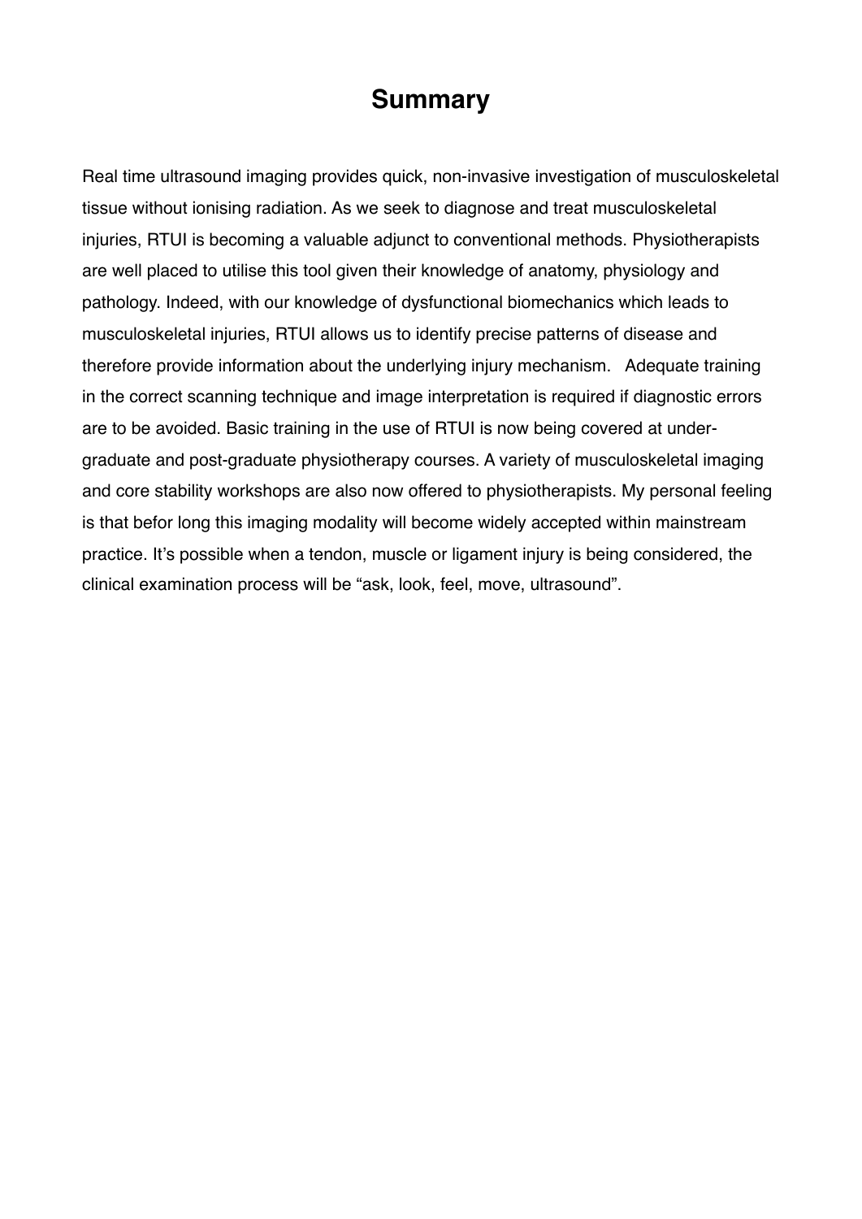# Summary

Real time ultrasound imaging provides quick, non-invasive investigation of musculoskeletal tissue without ionising radiation. As we seek to diagnose and treat musculoskeletal injuries, RTUI is becoming a valuable adjunct to conventional methods. Physiotherapists are well placed to utilise this tool given their knowledge of anatomy, physiology and pathology. Indeed, with our knowledge of dysfunctional biomechanics which leads to musculoskeletal injuries, RTUI allows us to identify precise patterns of disease and therefore provide information about the underlying injury mechanism.   Adequate training in the correct scanning technique and image interpretation is required if diagnostic errors are to be avoided. Basic training in the use of RTUI is now being covered at under-graduate and post-graduate physiotherapy courses. A variety of musculoskeletal imaging and core stability workshops are also now offered to physiotherapists. My personal feeling is that befor long this imaging modality will become widely accepted within mainstream practice. It's possible when a tendon, muscle or ligament injury is being considered, the clinical examination process will be "ask, look, feel, move, ultrasound".